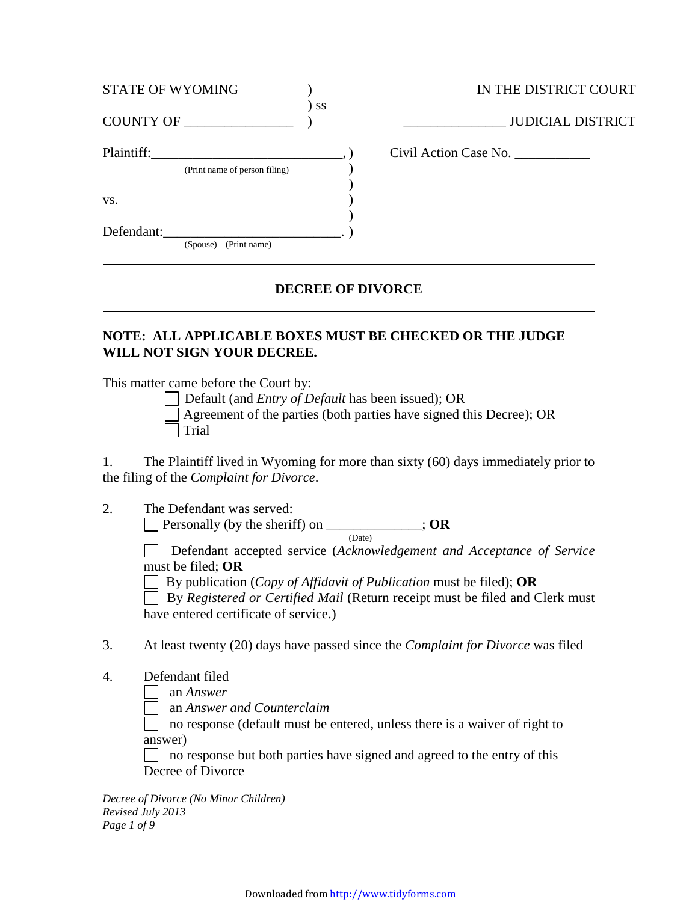STATE OF WYOMING )
) ss
COUNTY OF ________________ )

IN THE DISTRICT COURT

_______________ JUDICIAL DISTRICT

Plaintiff:____________________________, )
(Print name of person filing) )
)
vs. )
)
Defendant:__________________________. )
(Spouse) (Print name)

Civil Action Case No. ___________

---

## DECREE OF DIVORCE

---

**NOTE: ALL APPLICABLE BOXES MUST BE CHECKED OR THE JUDGE WILL NOT SIGN YOUR DECREE.**

This matter came before the Court by:

- ☐ Default (and *Entry of Default* has been issued); OR
- ☐ Agreement of the parties (both parties have signed this Decree); OR
- ☐ Trial

1. The Plaintiff lived in Wyoming for more than sixty (60) days immediately prior to the filing of the *Complaint for Divorce*.

2. The Defendant was served:
   - ☐ Personally (by the sheriff) on ______________ (Date); **OR**
   - ☐ Defendant accepted service (*Acknowledgement and Acceptance of Service* must be filed; **OR**
   - ☐ By publication (*Copy of Affidavit of Publication* must be filed); **OR**
   - ☐ By *Registered or Certified Mail* (Return receipt must be filed and Clerk must have entered certificate of service.)

3. At least twenty (20) days have passed since the *Complaint for Divorce* was filed

4. Defendant filed
   - ☐ an *Answer*
   - ☐ an *Answer and Counterclaim*
   - ☐ no response (default must be entered, unless there is a waiver of right to answer)
   - ☐ no response but both parties have signed and agreed to the entry of this Decree of Divorce

*Decree of Divorce (No Minor Children)*
*Revised July 2013*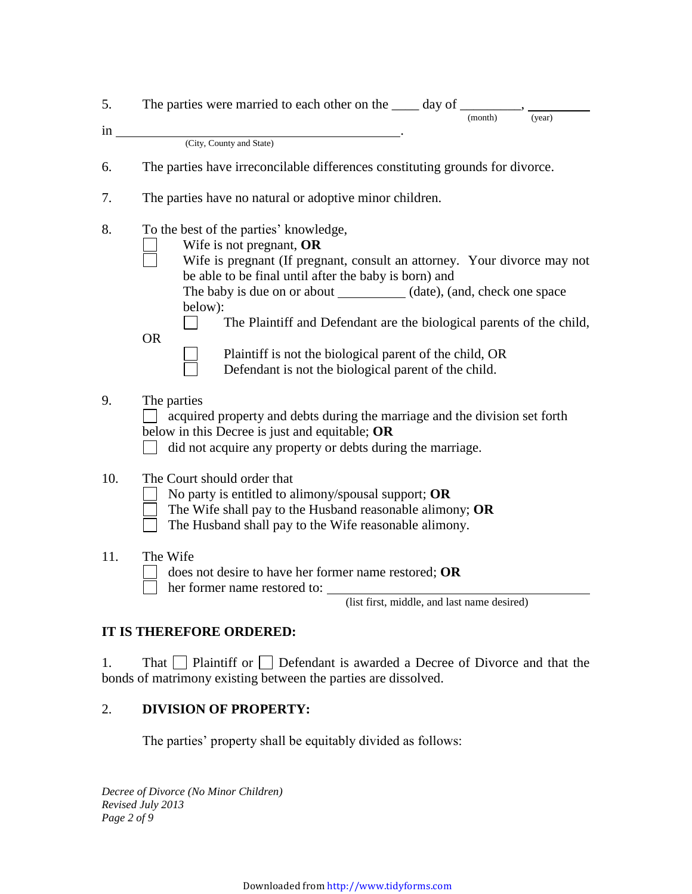5. The parties were married to each other on the ____ day of _________ (month), _________ (year)

in ____________________________________________ (City, County and State).

6. The parties have irreconcilable differences constituting grounds for divorce.

7. The parties have no natural or adoptive minor children.

8. To the best of the parties' knowledge,
   - ☐ Wife is not pregnant, **OR**
   - ☐ Wife is pregnant (If pregnant, consult an attorney. Your divorce may not be able to be final until after the baby is born) and
     The baby is due on or about __________ (date), (and, check one space below):
     - ☐ The Plaintiff and Defendant are the biological parents of the child,

   OR
     - ☐ Plaintiff is not the biological parent of the child, OR
     - ☐ Defendant is not the biological parent of the child.

9. The parties
   - ☐ acquired property and debts during the marriage and the division set forth below in this Decree is just and equitable; **OR**
   - ☐ did not acquire any property or debts during the marriage.

10. The Court should order that
    - ☐ No party is entitled to alimony/spousal support; **OR**
    - ☐ The Wife shall pay to the Husband reasonable alimony; **OR**
    - ☐ The Husband shall pay to the Wife reasonable alimony.

11. The Wife
    - ☐ does not desire to have her former name restored; **OR**
    - ☐ her former name restored to: ____________________________________ (list first, middle, and last name desired)

**IT IS THEREFORE ORDERED:**

1. That ☐ Plaintiff or ☐ Defendant is awarded a Decree of Divorce and that the bonds of matrimony existing between the parties are dissolved.

2. **DIVISION OF PROPERTY:**

   The parties' property shall be equitably divided as follows:

*Decree of Divorce (No Minor Children)*
*Revised July 2013*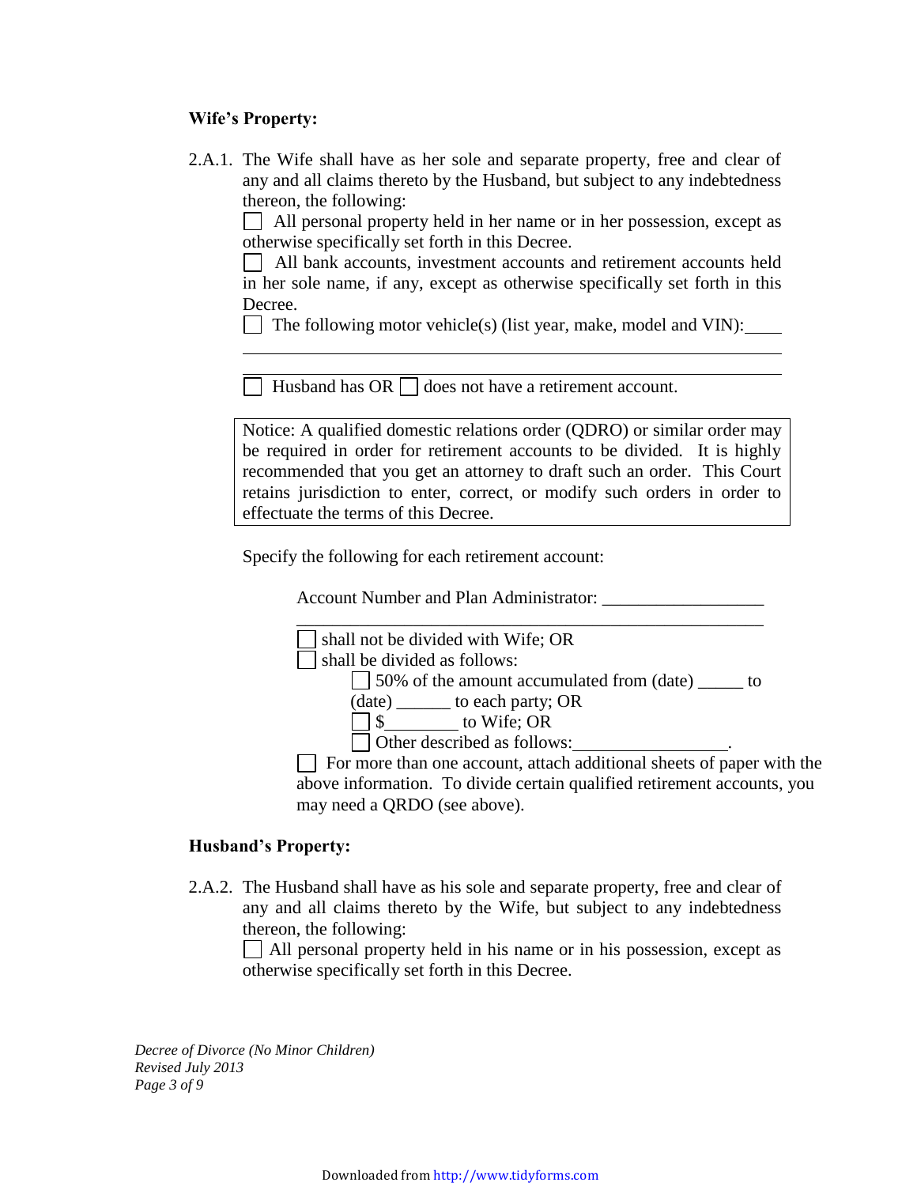**Wife's Property:**

2.A.1. The Wife shall have as her sole and separate property, free and clear of any and all claims thereto by the Husband, but subject to any indebtedness thereon, the following:

☐ All personal property held in her name or in her possession, except as otherwise specifically set forth in this Decree.

☐ All bank accounts, investment accounts and retirement accounts held in her sole name, if any, except as otherwise specifically set forth in this Decree.

☐ The following motor vehicle(s) (list year, make, model and VIN):____

_______________________________________________________________

_______________________________________________________________

☐ Husband has OR ☐ does not have a retirement account.

> Notice: A qualified domestic relations order (QDRO) or similar order may be required in order for retirement accounts to be divided. It is highly recommended that you get an attorney to draft such an order. This Court retains jurisdiction to enter, correct, or modify such orders in order to effectuate the terms of this Decree.

Specify the following for each retirement account:

Account Number and Plan Administrator: __________________

_______________________________________________________

☐ shall not be divided with Wife; OR

☐ shall be divided as follows:

- ☐ 50% of the amount accumulated from (date) _____ to (date) ______ to each party; OR
- ☐ $________ to Wife; OR
- ☐ Other described as follows:_________________.

☐ For more than one account, attach additional sheets of paper with the above information. To divide certain qualified retirement accounts, you may need a QRDO (see above).

**Husband's Property:**

2.A.2. The Husband shall have as his sole and separate property, free and clear of any and all claims thereto by the Wife, but subject to any indebtedness thereon, the following:

☐ All personal property held in his name or in his possession, except as otherwise specifically set forth in this Decree.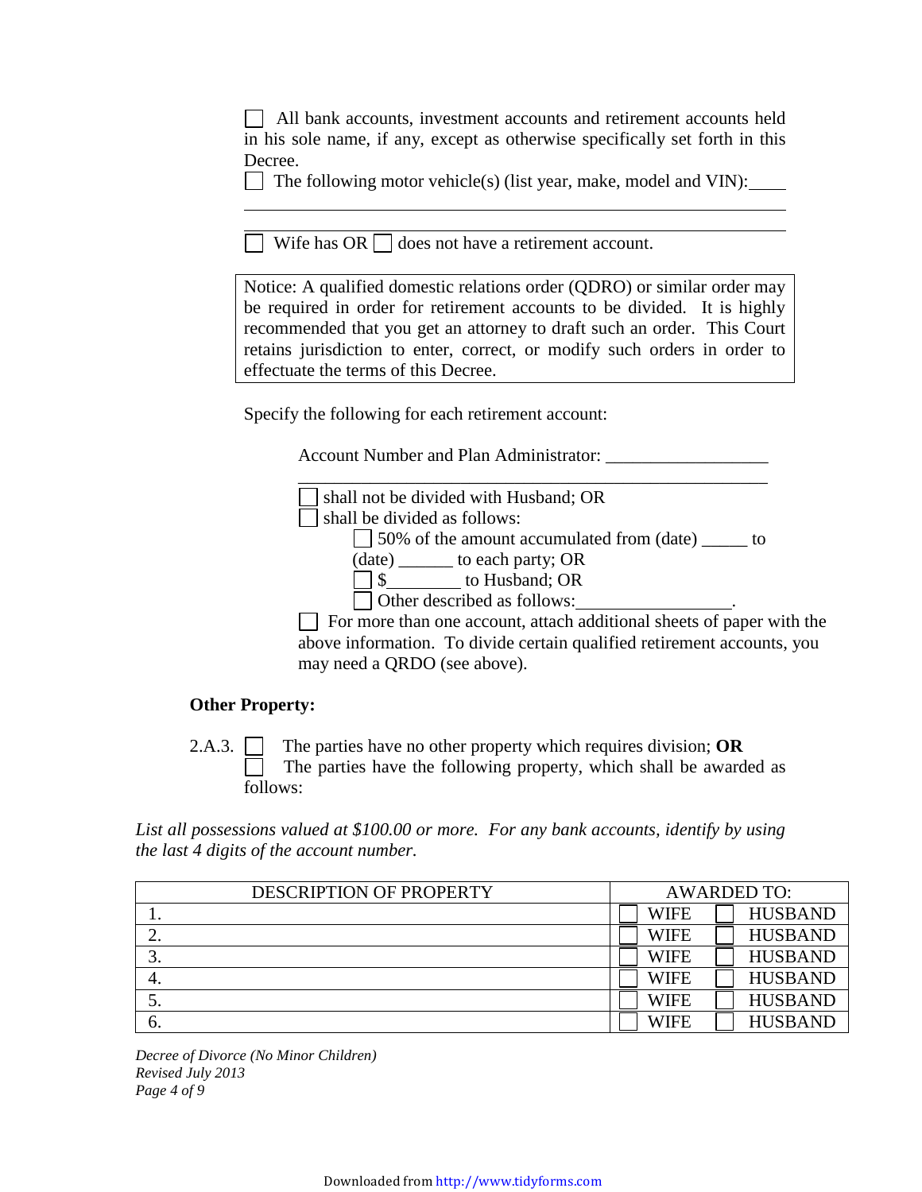☐ All bank accounts, investment accounts and retirement accounts held in his sole name, if any, except as otherwise specifically set forth in this Decree.

☐ The following motor vehicle(s) (list year, make, model and VIN):____

______________________________________________________________

______________________________________________________________

☐ Wife has OR ☐ does not have a retirement account.

> Notice: A qualified domestic relations order (QDRO) or similar order may be required in order for retirement accounts to be divided. It is highly recommended that you get an attorney to draft such an order. This Court retains jurisdiction to enter, correct, or modify such orders in order to effectuate the terms of this Decree.

Specify the following for each retirement account:

Account Number and Plan Administrator: __________________

______________________________________________________

☐ shall not be divided with Husband; OR

☐ shall be divided as follows:

- ☐ 50% of the amount accumulated from (date) _____ to (date) ______ to each party; OR
- ☐ $________ to Husband; OR
- ☐ Other described as follows:_________________.

☐ For more than one account, attach additional sheets of paper with the above information. To divide certain qualified retirement accounts, you may need a QRDO (see above).

**Other Property:**

2.A.3. ☐ The parties have no other property which requires division; **OR**

☐ The parties have the following property, which shall be awarded as follows:

*List all possessions valued at $100.00 or more. For any bank accounts, identify by using the last 4 digits of the account number.*

| DESCRIPTION OF PROPERTY | AWARDED TO: |
|---|---|
| 1. | ☐ WIFE ☐ HUSBAND |
| 2. | ☐ WIFE ☐ HUSBAND |
| 3. | ☐ WIFE ☐ HUSBAND |
| 4. | ☐ WIFE ☐ HUSBAND |
| 5. | ☐ WIFE ☐ HUSBAND |
| 6. | ☐ WIFE ☐ HUSBAND |

*Decree of Divorce (No Minor Children)*
*Revised July 2013*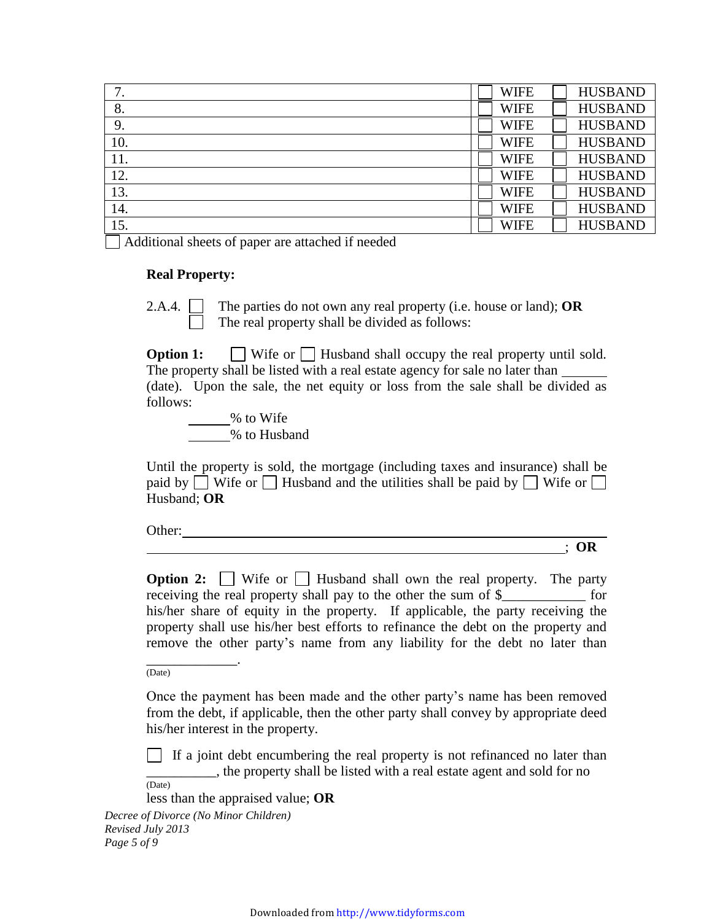| | | |
|---|---|---|
| 7. | ☐ WIFE | ☐ HUSBAND |
| 8. | ☐ WIFE | ☐ HUSBAND |
| 9. | ☐ WIFE | ☐ HUSBAND |
| 10. | ☐ WIFE | ☐ HUSBAND |
| 11. | ☐ WIFE | ☐ HUSBAND |
| 12. | ☐ WIFE | ☐ HUSBAND |
| 13. | ☐ WIFE | ☐ HUSBAND |
| 14. | ☐ WIFE | ☐ HUSBAND |
| 15. | ☐ WIFE | ☐ HUSBAND |

☐ Additional sheets of paper are attached if needed

**Real Property:**

2.A.4. ☐ The parties do not own any real property (i.e. house or land); **OR**
☐ The real property shall be divided as follows:

**Option 1:** ☐ Wife or ☐ Husband shall occupy the real property until sold. The property shall be listed with a real estate agency for sale no later than _______ (date). Upon the sale, the net equity or loss from the sale shall be divided as follows:

______% to Wife
______% to Husband

Until the property is sold, the mortgage (including taxes and insurance) shall be paid by ☐ Wife or ☐ Husband and the utilities shall be paid by ☐ Wife or ☐ Husband; **OR**

Other:_______________________________________________________________
_______________________________________________________________; **OR**

**Option 2:** ☐ Wife or ☐ Husband shall own the real property. The party receiving the real property shall pay to the other the sum of $____________ for his/her share of equity in the property. If applicable, the party receiving the property shall use his/her best efforts to refinance the debt on the property and remove the other party's name from any liability for the debt no later than _____________.
(Date)

Once the payment has been made and the other party's name has been removed from the debt, if applicable, then the other party shall convey by appropriate deed his/her interest in the property.

☐ If a joint debt encumbering the real property is not refinanced no later than __________, the property shall be listed with a real estate agent and sold for no
(Date)
less than the appraised value; **OR**

*Decree of Divorce (No Minor Children)*
*Revised July 2013*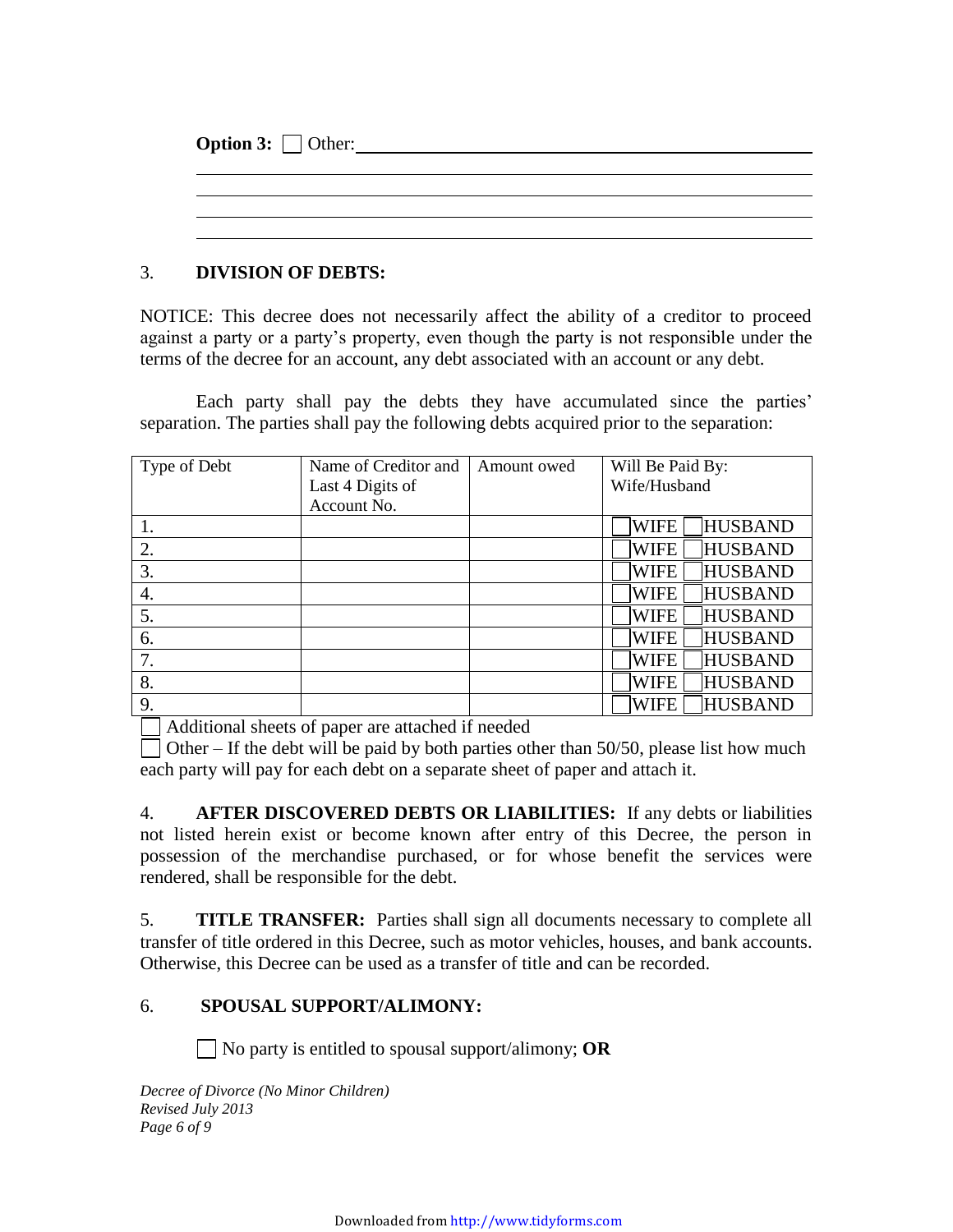**Option 3:** ☐ Other:\_\_\_\_\_\_\_\_\_\_\_\_\_\_\_\_\_\_\_\_\_\_\_\_\_\_\_\_\_\_\_\_\_\_\_\_\_\_\_\_\_\_\_\_

\_\_\_\_\_\_\_\_\_\_\_\_\_\_\_\_\_\_\_\_\_\_\_\_\_\_\_\_\_\_\_\_\_\_\_\_\_\_\_\_\_\_\_\_\_\_\_\_\_\_\_\_\_\_

\_\_\_\_\_\_\_\_\_\_\_\_\_\_\_\_\_\_\_\_\_\_\_\_\_\_\_\_\_\_\_\_\_\_\_\_\_\_\_\_\_\_\_\_\_\_\_\_\_\_\_\_\_\_

\_\_\_\_\_\_\_\_\_\_\_\_\_\_\_\_\_\_\_\_\_\_\_\_\_\_\_\_\_\_\_\_\_\_\_\_\_\_\_\_\_\_\_\_\_\_\_\_\_\_\_\_\_\_

\_\_\_\_\_\_\_\_\_\_\_\_\_\_\_\_\_\_\_\_\_\_\_\_\_\_\_\_\_\_\_\_\_\_\_\_\_\_\_\_\_\_\_\_\_\_\_\_\_\_\_\_\_\_

3. **DIVISION OF DEBTS:**

NOTICE: This decree does not necessarily affect the ability of a creditor to proceed against a party or a party's property, even though the party is not responsible under the terms of the decree for an account, any debt associated with an account or any debt.

Each party shall pay the debts they have accumulated since the parties' separation. The parties shall pay the following debts acquired prior to the separation:

| Type of Debt | Name of Creditor and Last 4 Digits of Account No. | Amount owed | Will Be Paid By: Wife/Husband |
|---|---|---|---|
| 1. | | | ☐ WIFE ☐ HUSBAND |
| 2. | | | ☐ WIFE ☐ HUSBAND |
| 3. | | | ☐ WIFE ☐ HUSBAND |
| 4. | | | ☐ WIFE ☐ HUSBAND |
| 5. | | | ☐ WIFE ☐ HUSBAND |
| 6. | | | ☐ WIFE ☐ HUSBAND |
| 7. | | | ☐ WIFE ☐ HUSBAND |
| 8. | | | ☐ WIFE ☐ HUSBAND |
| 9. | | | ☐ WIFE ☐ HUSBAND |

☐ Additional sheets of paper are attached if needed

☐ Other – If the debt will be paid by both parties other than 50/50, please list how much each party will pay for each debt on a separate sheet of paper and attach it.

4. **AFTER DISCOVERED DEBTS OR LIABILITIES:** If any debts or liabilities not listed herein exist or become known after entry of this Decree, the person in possession of the merchandise purchased, or for whose benefit the services were rendered, shall be responsible for the debt.

5. **TITLE TRANSFER:** Parties shall sign all documents necessary to complete all transfer of title ordered in this Decree, such as motor vehicles, houses, and bank accounts. Otherwise, this Decree can be used as a transfer of title and can be recorded.

6. **SPOUSAL SUPPORT/ALIMONY:**

☐ No party is entitled to spousal support/alimony; **OR**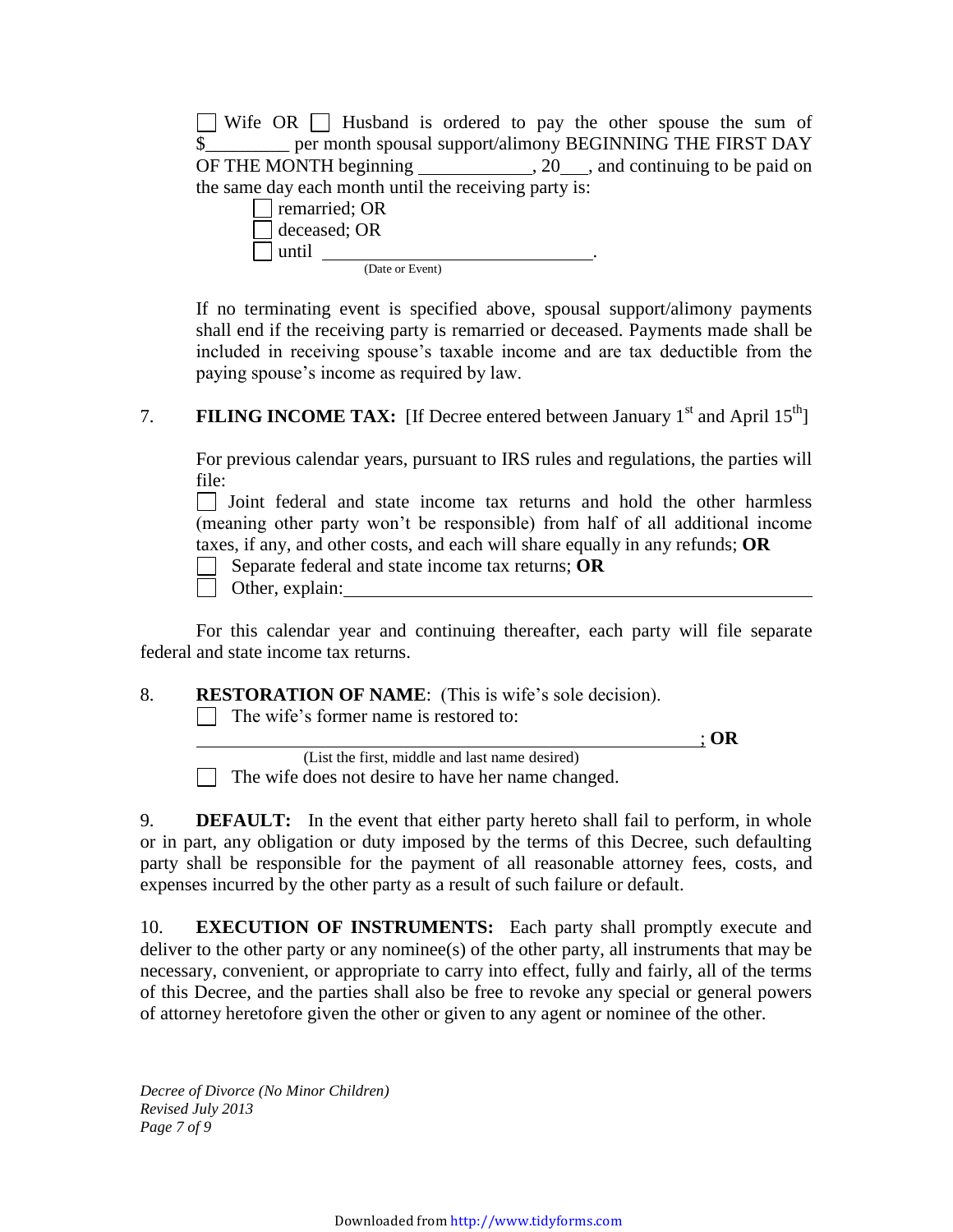☐ Wife OR ☐ Husband is ordered to pay the other spouse the sum of $_________ per month spousal support/alimony BEGINNING THE FIRST DAY OF THE MONTH beginning ____________, 20___, and continuing to be paid on the same day each month until the receiving party is:

- ☐ remarried; OR
- ☐ deceased; OR
- ☐ until ______________________________.
  (Date or Event)

If no terminating event is specified above, spousal support/alimony payments shall end if the receiving party is remarried or deceased. Payments made shall be included in receiving spouse's taxable income and are tax deductible from the paying spouse's income as required by law.

7. **FILING INCOME TAX:** [If Decree entered between January 1st and April 15th]

For previous calendar years, pursuant to IRS rules and regulations, the parties will file:

☐ Joint federal and state income tax returns and hold the other harmless (meaning other party won't be responsible) from half of all additional income taxes, if any, and other costs, and each will share equally in any refunds; **OR**

☐ Separate federal and state income tax returns; **OR**

☐ Other, explain:______________________________________________________

For this calendar year and continuing thereafter, each party will file separate federal and state income tax returns.

8. **RESTORATION OF NAME**: (This is wife's sole decision).

☐ The wife's former name is restored to:

______________________________________________________; **OR**
(List the first, middle and last name desired)

☐ The wife does not desire to have her name changed.

9. **DEFAULT:** In the event that either party hereto shall fail to perform, in whole or in part, any obligation or duty imposed by the terms of this Decree, such defaulting party shall be responsible for the payment of all reasonable attorney fees, costs, and expenses incurred by the other party as a result of such failure or default.

10. **EXECUTION OF INSTRUMENTS:** Each party shall promptly execute and deliver to the other party or any nominee(s) of the other party, all instruments that may be necessary, convenient, or appropriate to carry into effect, fully and fairly, all of the terms of this Decree, and the parties shall also be free to revoke any special or general powers of attorney heretofore given the other or given to any agent or nominee of the other.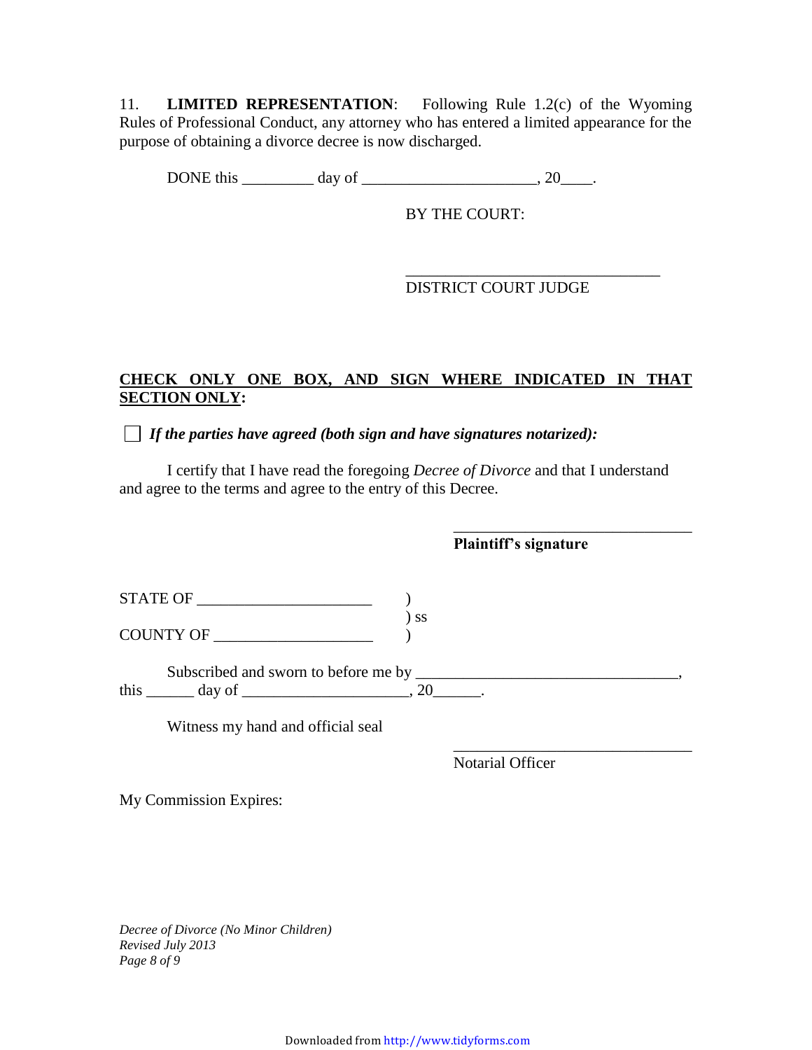11. **LIMITED REPRESENTATION**: Following Rule 1.2(c) of the Wyoming Rules of Professional Conduct, any attorney who has entered a limited appearance for the purpose of obtaining a divorce decree is now discharged.

DONE this _________ day of ______________________, 20____.

BY THE COURT:

________________________________
DISTRICT COURT JUDGE

**CHECK ONLY ONE BOX, AND SIGN WHERE INDICATED IN THAT SECTION ONLY:**

☐ ***If the parties have agreed (both sign and have signatures notarized):***

I certify that I have read the foregoing *Decree of Divorce* and that I understand and agree to the terms and agree to the entry of this Decree.

______________________________
**Plaintiff's signature**

STATE OF ______________________ )
) ss
COUNTY OF ____________________ )

Subscribed and sworn to before me by _________________________________, this ______ day of _____________________, 20______.

Witness my hand and official seal

______________________________
Notarial Officer

My Commission Expires:

*Decree of Divorce (No Minor Children)*
*Revised July 2013*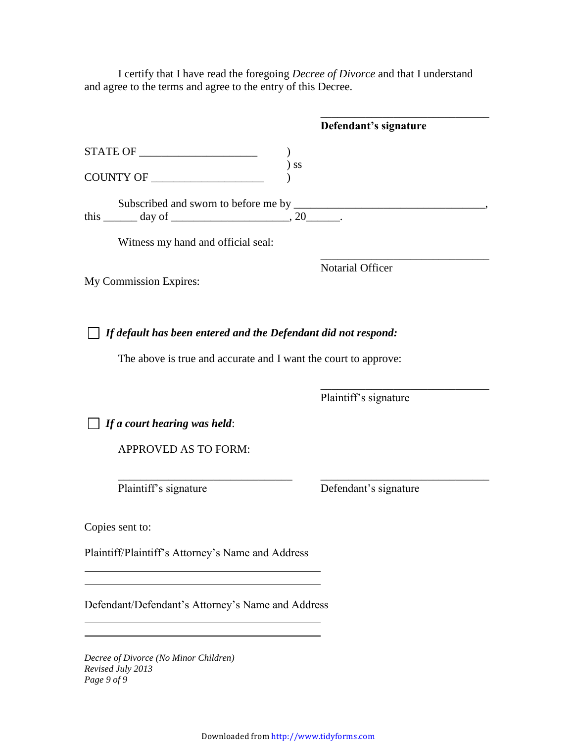I certify that I have read the foregoing *Decree of Divorce* and that I understand and agree to the terms and agree to the entry of this Decree.

\_\_\_\_\_\_\_\_\_\_\_\_\_\_\_\_\_\_\_\_\_\_\_\_\_\_\_\_\_\_
**Defendant's signature**

STATE OF \_\_\_\_\_\_\_\_\_\_\_\_\_\_\_\_\_\_\_\_ )
) ss
COUNTY OF \_\_\_\_\_\_\_\_\_\_\_\_\_\_\_\_\_\_\_\_ )

Subscribed and sworn to before me by \_\_\_\_\_\_\_\_\_\_\_\_\_\_\_\_\_\_\_\_\_\_\_\_\_\_\_\_\_\_\_\_\_\_, this \_\_\_\_\_\_ day of \_\_\_\_\_\_\_\_\_\_\_\_\_\_\_\_\_\_\_\_\_, 20\_\_\_\_\_\_.

Witness my hand and official seal:

\_\_\_\_\_\_\_\_\_\_\_\_\_\_\_\_\_\_\_\_\_\_\_\_\_\_\_\_\_\_
Notarial Officer

My Commission Expires:

☐ ***If default has been entered and the Defendant did not respond:***

The above is true and accurate and I want the court to approve:

\_\_\_\_\_\_\_\_\_\_\_\_\_\_\_\_\_\_\_\_\_\_\_\_\_\_\_\_\_\_
Plaintiff's signature

☐ ***If a court hearing was held***:

APPROVED AS TO FORM:

\_\_\_\_\_\_\_\_\_\_\_\_\_\_\_\_\_\_\_\_\_\_\_\_\_\_\_\_\_\_
Plaintiff's signature

\_\_\_\_\_\_\_\_\_\_\_\_\_\_\_\_\_\_\_\_\_\_\_\_\_\_\_\_\_\_
Defendant's signature

Copies sent to:

Plaintiff/Plaintiff's Attorney's Name and Address

\_\_\_\_\_\_\_\_\_\_\_\_\_\_\_\_\_\_\_\_\_\_\_\_\_\_\_\_\_\_\_\_\_\_\_\_\_\_\_\_\_\_\_\_
\_\_\_\_\_\_\_\_\_\_\_\_\_\_\_\_\_\_\_\_\_\_\_\_\_\_\_\_\_\_\_\_\_\_\_\_\_\_\_\_\_\_\_\_

Defendant/Defendant's Attorney's Name and Address

\_\_\_\_\_\_\_\_\_\_\_\_\_\_\_\_\_\_\_\_\_\_\_\_\_\_\_\_\_\_\_\_\_\_\_\_\_\_\_\_\_\_\_\_
\_\_\_\_\_\_\_\_\_\_\_\_\_\_\_\_\_\_\_\_\_\_\_\_\_\_\_\_\_\_\_\_\_\_\_\_\_\_\_\_\_\_\_\_

*Decree of Divorce (No Minor Children)*
*Revised July 2013*